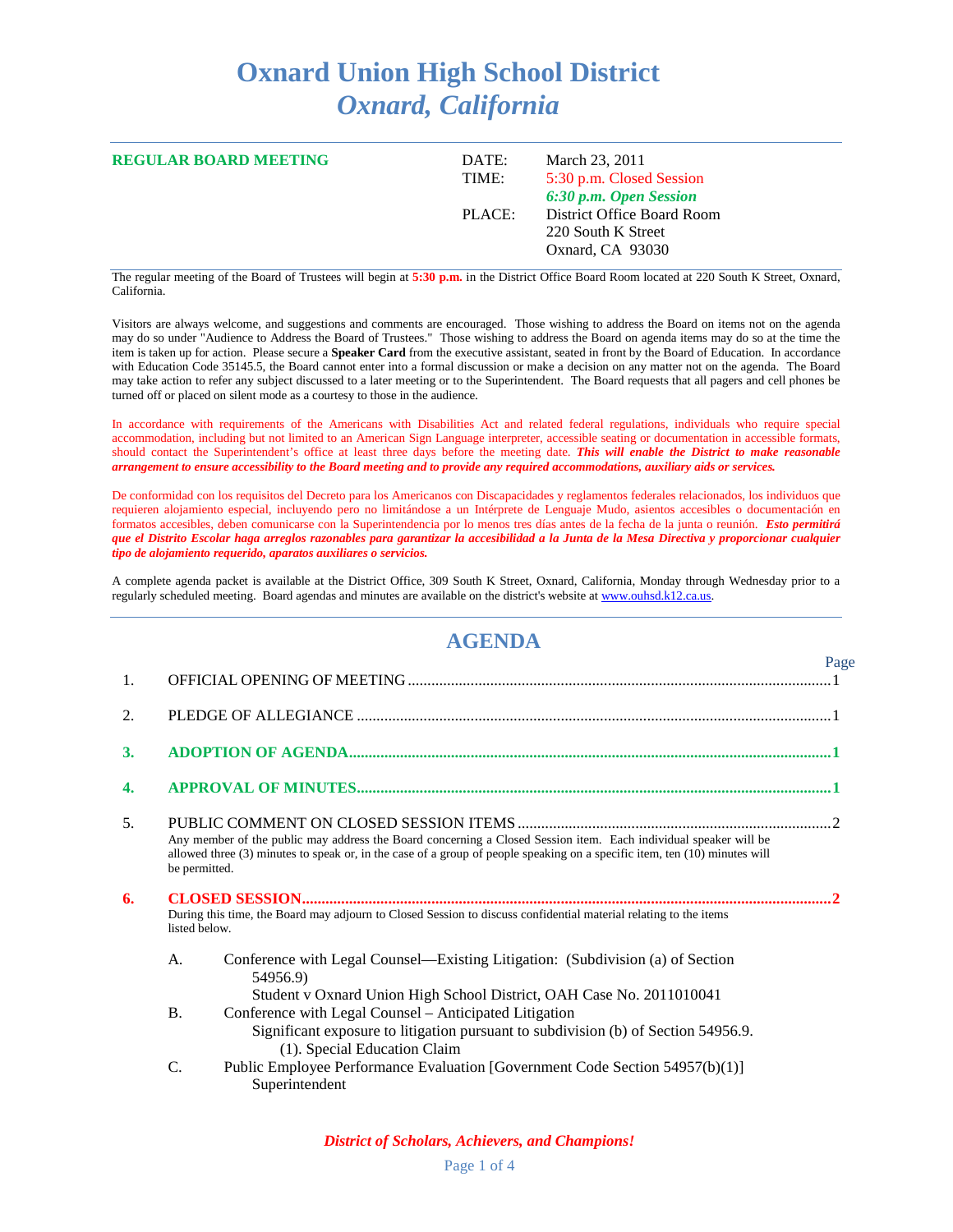# Oxnard Union High School District
## *Oxnard, California*

**REGULAR BOARD MEETING**

| | | |
|---|---|---|
| DATE: | March 23, 2011 |
| TIME: | 5:30 p.m. Closed Session |
| | ***6:30 p.m. Open Session*** |
| PLACE: | District Office Board Room |
| | 220 South K Street |
| | Oxnard, CA 93030 |

The regular meeting of the Board of Trustees will begin at **5:30 p.m.** in the District Office Board Room located at 220 South K Street, Oxnard, California.

Visitors are always welcome, and suggestions and comments are encouraged. Those wishing to address the Board on items not on the agenda may do so under "Audience to Address the Board of Trustees." Those wishing to address the Board on agenda items may do so at the time the item is taken up for action. Please secure a **Speaker Card** from the executive assistant, seated in front by the Board of Education. In accordance with Education Code 35145.5, the Board cannot enter into a formal discussion or make a decision on any matter not on the agenda. The Board may take action to refer any subject discussed to a later meeting or to the Superintendent. The Board requests that all pagers and cell phones be turned off or placed on silent mode as a courtesy to those in the audience.

In accordance with requirements of the Americans with Disabilities Act and related federal regulations, individuals who require special accommodation, including but not limited to an American Sign Language interpreter, accessible seating or documentation in accessible formats, should contact the Superintendent's office at least three days before the meeting date. ***This will enable the District to make reasonable arrangement to ensure accessibility to the Board meeting and to provide any required accommodations, auxiliary aids or services.***

De conformidad con los requisitos del Decreto para los Americanos con Discapacidades y reglamentos federales relacionados, los individuos que requieren alojamiento especial, incluyendo pero no limitándose a un Intérprete de Lenguaje Mudo, asientos accesibles o documentación en formatos accesibles, deben comunicarse con la Superintendencia por lo menos tres días antes de la fecha de la junta o reunión. ***Esto permitirá que el Distrito Escolar haga arreglos razonables para garantizar la accesibilidad a la Junta de la Mesa Directiva y proporcionar cualquier tipo de alojamiento requerido, aparatos auxiliares o servicios.***

A complete agenda packet is available at the District Office, 309 South K Street, Oxnard, California, Monday through Wednesday prior to a regularly scheduled meeting. Board agendas and minutes are available on the district's website at www.ouhsd.k12.ca.us.

## AGENDA

| | | Page |
|---|---|---|
| 1. | OFFICIAL OPENING OF MEETING | 1 |
| 2. | PLEDGE OF ALLEGIANCE | 1 |
| **3.** | **ADOPTION OF AGENDA** | **1** |
| **4.** | **APPROVAL OF MINUTES** | **1** |
| 5. | PUBLIC COMMENT ON CLOSED SESSION ITEMS | 2 |
| **6.** | **CLOSED SESSION** | **2** |

5. PUBLIC COMMENT ON CLOSED SESSION ITEMS — Any member of the public may address the Board concerning a Closed Session item. Each individual speaker will be allowed three (3) minutes to speak or, in the case of a group of people speaking on a specific item, ten (10) minutes will be permitted.

6. **CLOSED SESSION** — During this time, the Board may adjourn to Closed Session to discuss confidential material relating to the items listed below.

A. Conference with Legal Counsel—Existing Litigation: (Subdivision (a) of Section 54956.9)
   Student v Oxnard Union High School District, OAH Case No. 2011010041

B. Conference with Legal Counsel – Anticipated Litigation
   Significant exposure to litigation pursuant to subdivision (b) of Section 54956.9.
   (1). Special Education Claim

C. Public Employee Performance Evaluation [Government Code Section 54957(b)(1)]
   Superintendent

*District of Scholars, Achievers, and Champions!*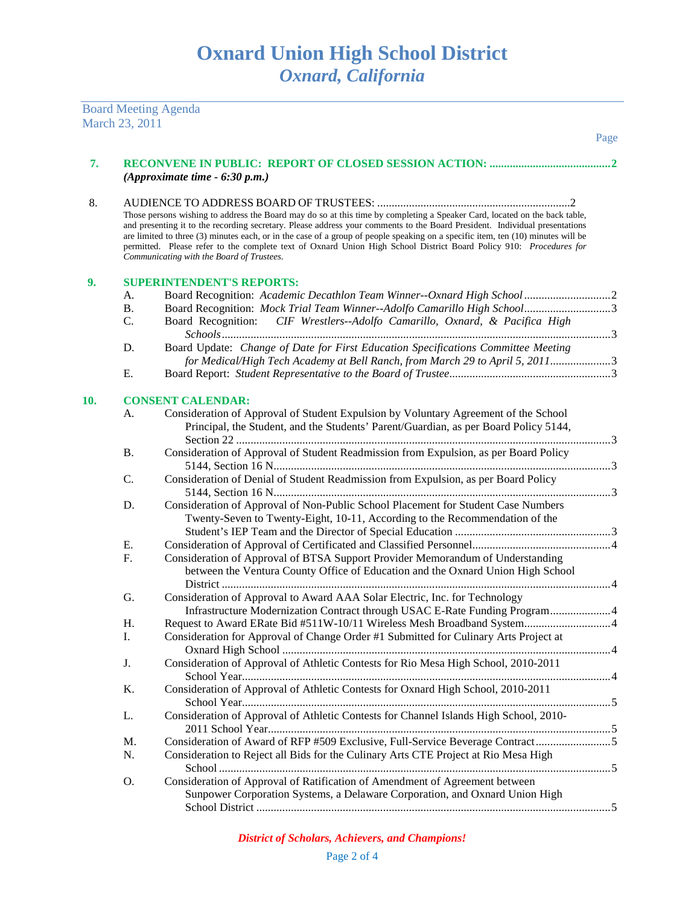# Oxnard Union High School District
## *Oxnard, California*

Board Meeting Agenda
March 23, 2011

Page

**7. RECONVENE IN PUBLIC: REPORT OF CLOSED SESSION ACTION: .......................................... 2**
***(Approximate time - 6:30 p.m.)***

8. AUDIENCE TO ADDRESS BOARD OF TRUSTEES: .................................................................. 2
Those persons wishing to address the Board may do so at this time by completing a Speaker Card, located on the back table, and presenting it to the recording secretary. Please address your comments to the Board President. Individual presentations are limited to three (3) minutes each, or in the case of a group of people speaking on a specific item, ten (10) minutes will be permitted. Please refer to the complete text of Oxnard Union High School District Board Policy 910: *Procedures for Communicating with the Board of Trustees.*

**9. SUPERINTENDENT'S REPORTS:**

- A. Board Recognition: *Academic Decathlon Team Winner--Oxnard High School* ............................. 2
- B. Board Recognition: *Mock Trial Team Winner--Adolfo Camarillo High School* ............................. 3
- C. Board Recognition: *CIF Wrestlers--Adolfo Camarillo, Oxnard, & Pacifica High Schools* ........ 3
- D. Board Update: *Change of Date for First Education Specifications Committee Meeting for Medical/High Tech Academy at Bell Ranch, from March 29 to April 5, 2011* ..................... 3
- E. Board Report: *Student Representative to the Board of Trustee* ........................................ 3

**10. CONSENT CALENDAR:**

- A. Consideration of Approval of Student Expulsion by Voluntary Agreement of the School Principal, the Student, and the Students' Parent/Guardian, as per Board Policy 5144, Section 22 ........ 3
- B. Consideration of Approval of Student Readmission from Expulsion, as per Board Policy 5144, Section 16 N ........ 3
- C. Consideration of Denial of Student Readmission from Expulsion, as per Board Policy 5144, Section 16 N ........ 3
- D. Consideration of Approval of Non-Public School Placement for Student Case Numbers Twenty-Seven to Twenty-Eight, 10-11, According to the Recommendation of the Student's IEP Team and the Director of Special Education ........ 3
- E. Consideration of Approval of Certificated and Classified Personnel ........ 4
- F. Consideration of Approval of BTSA Support Provider Memorandum of Understanding between the Ventura County Office of Education and the Oxnard Union High School District ........ 4
- G. Consideration of Approval to Award AAA Solar Electric, Inc. for Technology Infrastructure Modernization Contract through USAC E-Rate Funding Program ........ 4
- H. Request to Award ERate Bid #511W-10/11 Wireless Mesh Broadband System ........ 4
- I. Consideration for Approval of Change Order #1 Submitted for Culinary Arts Project at Oxnard High School ........ 4
- J. Consideration of Approval of Athletic Contests for Rio Mesa High School, 2010-2011 School Year ........ 4
- K. Consideration of Approval of Athletic Contests for Oxnard High School, 2010-2011 School Year ........ 5
- L. Consideration of Approval of Athletic Contests for Channel Islands High School, 2010-2011 School Year ........ 5
- M. Consideration of Award of RFP #509 Exclusive, Full-Service Beverage Contract ........ 5
- N. Consideration to Reject all Bids for the Culinary Arts CTE Project at Rio Mesa High School ........ 5
- O. Consideration of Approval of Ratification of Amendment of Agreement between Sunpower Corporation Systems, a Delaware Corporation, and Oxnard Union High School District ........ 5

*District of Scholars, Achievers, and Champions!*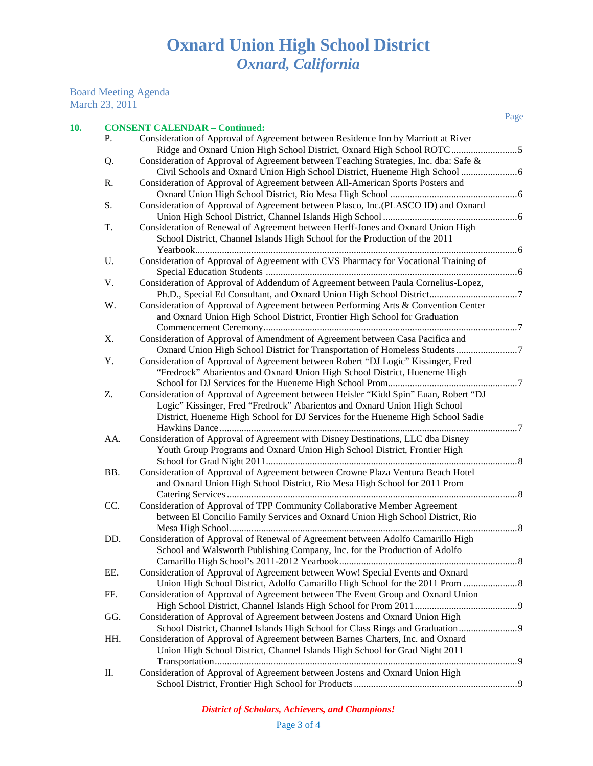# Oxnard Union High School District
## *Oxnard, California*

Board Meeting Agenda
March 23, 2011

| | | | Page |
|---|---|---|---|
| **10.** | | **CONSENT CALENDAR – Continued:** | |
| | P. | Consideration of Approval of Agreement between Residence Inn by Marriott at River Ridge and Oxnard Union High School District, Oxnard High School ROTC | 5 |
| | Q. | Consideration of Approval of Agreement between Teaching Strategies, Inc. dba: Safe & Civil Schools and Oxnard Union High School District, Hueneme High School | 6 |
| | R. | Consideration of Approval of Agreement between All-American Sports Posters and Oxnard Union High School District, Rio Mesa High School | 6 |
| | S. | Consideration of Approval of Agreement between Plasco, Inc.(PLASCO ID) and Oxnard Union High School District, Channel Islands High School | 6 |
| | T. | Consideration of Renewal of Agreement between Herff-Jones and Oxnard Union High School District, Channel Islands High School for the Production of the 2011 Yearbook | 6 |
| | U. | Consideration of Approval of Agreement with CVS Pharmacy for Vocational Training of Special Education Students | 6 |
| | V. | Consideration of Approval of Addendum of Agreement between Paula Cornelius-Lopez, Ph.D., Special Ed Consultant, and Oxnard Union High School District | 7 |
| | W. | Consideration of Approval of Agreement between Performing Arts & Convention Center and Oxnard Union High School District, Frontier High School for Graduation Commencement Ceremony | 7 |
| | X. | Consideration of Approval of Amendment of Agreement between Casa Pacifica and Oxnard Union High School District for Transportation of Homeless Students | 7 |
| | Y. | Consideration of Approval of Agreement between Robert "DJ Logic" Kissinger, Fred "Fredrock" Abarientos and Oxnard Union High School District, Hueneme High School for DJ Services for the Hueneme High School Prom | 7 |
| | Z. | Consideration of Approval of Agreement between Heisler "Kidd Spin" Euan, Robert "DJ Logic" Kissinger, Fred "Fredrock" Abarientos and Oxnard Union High School District, Hueneme High School for DJ Services for the Hueneme High School Sadie Hawkins Dance | 7 |
| | AA. | Consideration of Approval of Agreement with Disney Destinations, LLC dba Disney Youth Group Programs and Oxnard Union High School District, Frontier High School for Grad Night 2011 | 8 |
| | BB. | Consideration of Approval of Agreement between Crowne Plaza Ventura Beach Hotel and Oxnard Union High School District, Rio Mesa High School for 2011 Prom Catering Services | 8 |
| | CC. | Consideration of Approval of TPP Community Collaborative Member Agreement between El Concilio Family Services and Oxnard Union High School District, Rio Mesa High School | 8 |
| | DD. | Consideration of Approval of Renewal of Agreement between Adolfo Camarillo High School and Walsworth Publishing Company, Inc. for the Production of Adolfo Camarillo High School's 2011-2012 Yearbook | 8 |
| | EE. | Consideration of Approval of Agreement between Wow! Special Events and Oxnard Union High School District, Adolfo Camarillo High School for the 2011 Prom | 8 |
| | FF. | Consideration of Approval of Agreement between The Event Group and Oxnard Union High School District, Channel Islands High School for Prom 2011 | 9 |
| | GG. | Consideration of Approval of Agreement between Jostens and Oxnard Union High School District, Channel Islands High School for Class Rings and Graduation | 9 |
| | HH. | Consideration of Approval of Agreement between Barnes Charters, Inc. and Oxnard Union High School District, Channel Islands High School for Grad Night 2011 Transportation | 9 |
| | II. | Consideration of Approval of Agreement between Jostens and Oxnard Union High School District, Frontier High School for Products | 9 |

*District of Scholars, Achievers, and Champions!*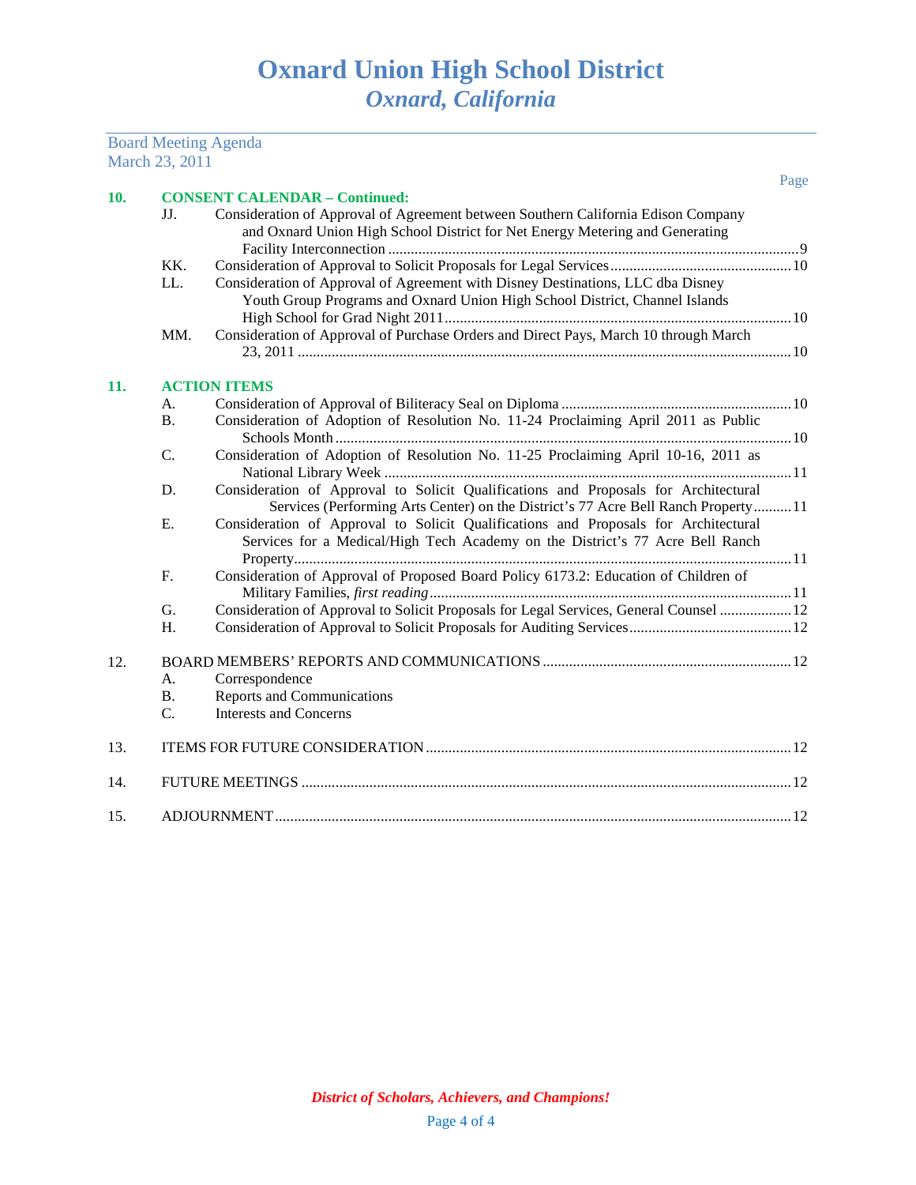# Oxnard Union High School District
## *Oxnard, California*

Board Meeting Agenda
March 23, 2011

Page

**10. CONSENT CALENDAR – Continued:**

JJ. Consideration of Approval of Agreement between Southern California Edison Company and Oxnard Union High School District for Net Energy Metering and Generating Facility Interconnection ............ 9

KK. Consideration of Approval to Solicit Proposals for Legal Services ............ 10

LL. Consideration of Approval of Agreement with Disney Destinations, LLC dba Disney Youth Group Programs and Oxnard Union High School District, Channel Islands High School for Grad Night 2011 ............ 10

MM. Consideration of Approval of Purchase Orders and Direct Pays, March 10 through March 23, 2011 ............ 10

**11. ACTION ITEMS**

A. Consideration of Approval of Biliteracy Seal on Diploma ............ 10

B. Consideration of Adoption of Resolution No. 11-24 Proclaiming April 2011 as Public Schools Month ............ 10

C. Consideration of Adoption of Resolution No. 11-25 Proclaiming April 10-16, 2011 as National Library Week ............ 11

D. Consideration of Approval to Solicit Qualifications and Proposals for Architectural Services (Performing Arts Center) on the District's 77 Acre Bell Ranch Property ............ 11

E. Consideration of Approval to Solicit Qualifications and Proposals for Architectural Services for a Medical/High Tech Academy on the District's 77 Acre Bell Ranch Property ............ 11

F. Consideration of Approval of Proposed Board Policy 6173.2: Education of Children of Military Families, *first reading* ............ 11

G. Consideration of Approval to Solicit Proposals for Legal Services, General Counsel ............ 12

H. Consideration of Approval to Solicit Proposals for Auditing Services ............ 12

12. BOARD MEMBERS' REPORTS AND COMMUNICATIONS ............ 12

A. Correspondence

B. Reports and Communications

C. Interests and Concerns

13. ITEMS FOR FUTURE CONSIDERATION ............ 12

14. FUTURE MEETINGS ............ 12

15. ADJOURNMENT ............ 12

*District of Scholars, Achievers, and Champions!*